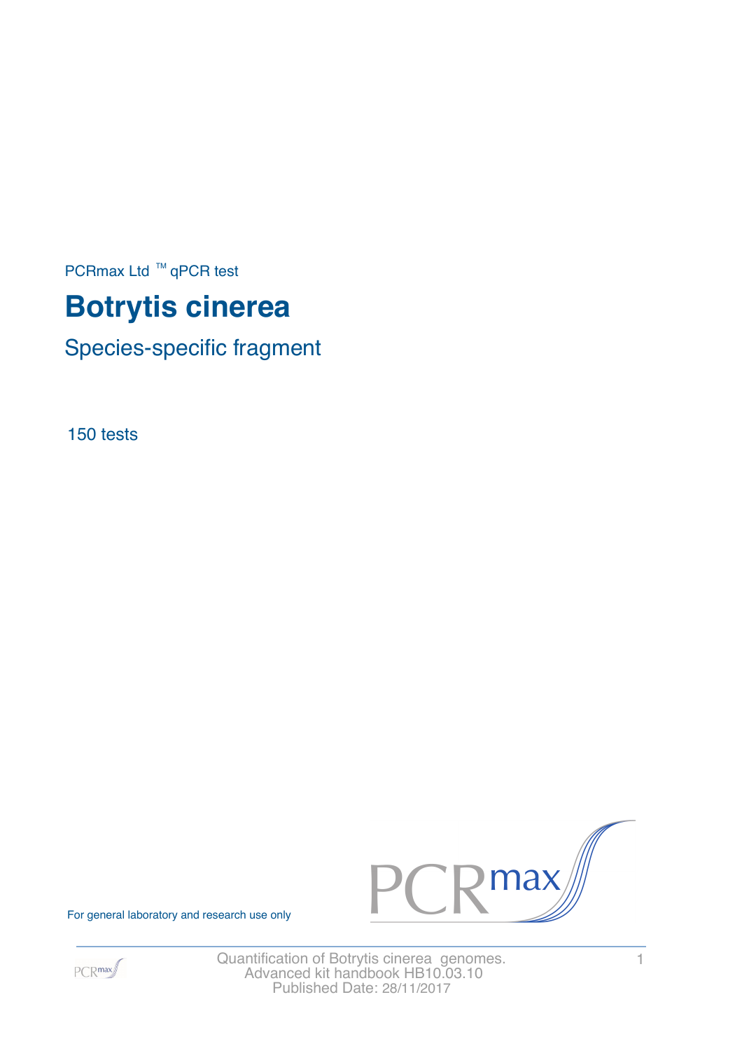PCRmax Ltd ™ qPCR test

# Botrytis cinerea

## Species-specific fragment

150 tests

For general laboratory and research use only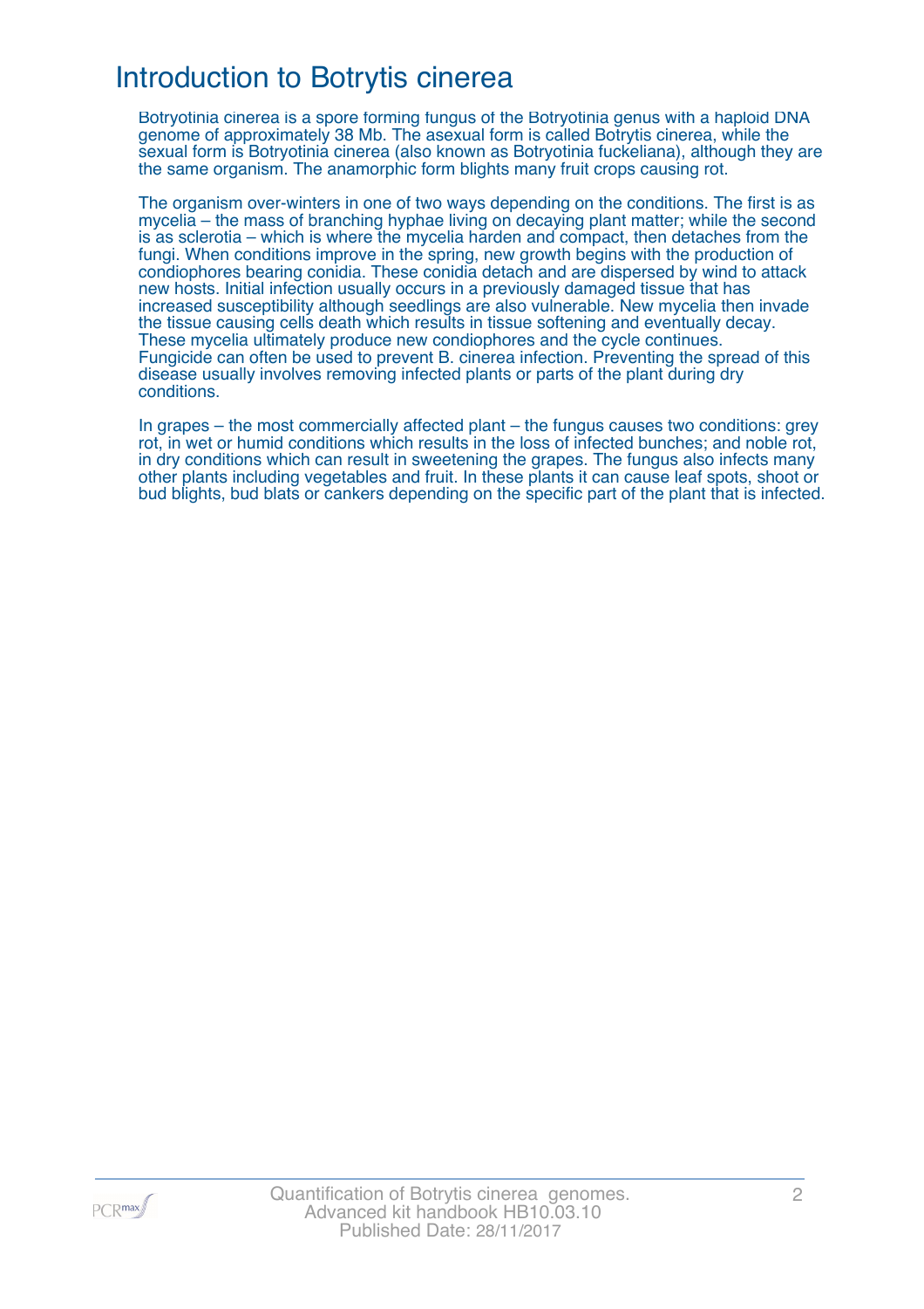# Introduction to Botrytis cinerea

Botryotinia cinerea is a spore forming fungus of the Botryotinia genus with a haploid DNA genome of approximately 38 Mb. The asexual form is called Botrytis cinerea, while the sexual form is Botryotinia cinerea (also known as Botryotinia fuckeliana), although they are the same organism. The anamorphic form blights many fruit crops causing rot.

The organism over-winters in one of two ways depending on the conditions. The first is as mycelia – the mass of branching hyphae living on decaying plant matter; while the second is as sclerotia – which is where the mycelia harden and compact, then detaches from the fungi. When conditions improve in the spring, new growth begins with the production of condiophores bearing conidia. These conidia detach and are dispersed by wind to attack new hosts. Initial infection usually occurs in a previously damaged tissue that has increased susceptibility although seedlings are also vulnerable. New mycelia then invade the tissue causing cells death which results in tissue softening and eventually decay. These mycelia ultimately produce new condiophores and the cycle continues. Fungicide can often be used to prevent B. cinerea infection. Preventing the spread of this disease usually involves removing infected plants or parts of the plant during dry conditions.

In grapes – the most commercially affected plant – the fungus causes two conditions: grey rot, in wet or humid conditions which results in the loss of infected bunches; and noble rot, in dry conditions which can result in sweetening the grapes. The fungus also infects many other plants including vegetables and fruit. In these plants it can cause leaf spots, shoot or bud blights, bud blats or cankers depending on the specific part of the plant that is infected.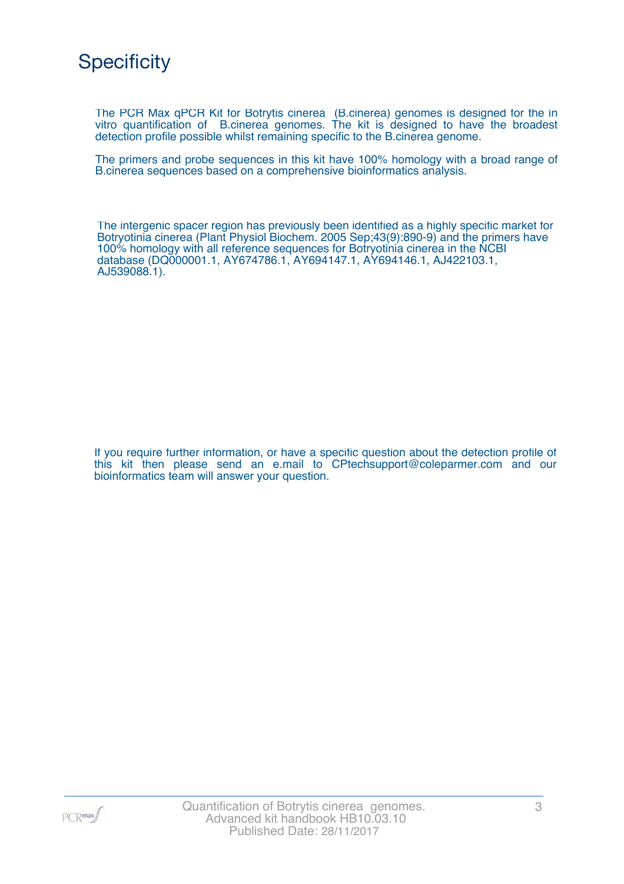# Specificity

The PCR Max qPCR Kit for Botrytis cinerea (B.cinerea) genomes is designed for the in vitro quantification of B.cinerea genomes. The kit is designed to have the broadest detection profile possible whilst remaining specific to the B.cinerea genome.

The primers and probe sequences in this kit have 100% homology with a broad range of B.cinerea sequences based on a comprehensive bioinformatics analysis.

The intergenic spacer region has previously been identified as a highly specific market for Botryotinia cinerea (Plant Physiol Biochem. 2005 Sep;43(9):890-9) and the primers have 100% homology with all reference sequences for Botryotinia cinerea in the NCBI database (DQ000001.1, AY674786.1, AY694147.1, AY694146.1, AJ422103.1, AJ539088.1).

If you require further information, or have a specific question about the detection profile of this kit then please send an e.mail to CPtechsupport@coleparmer.com and our bioinformatics team will answer your question.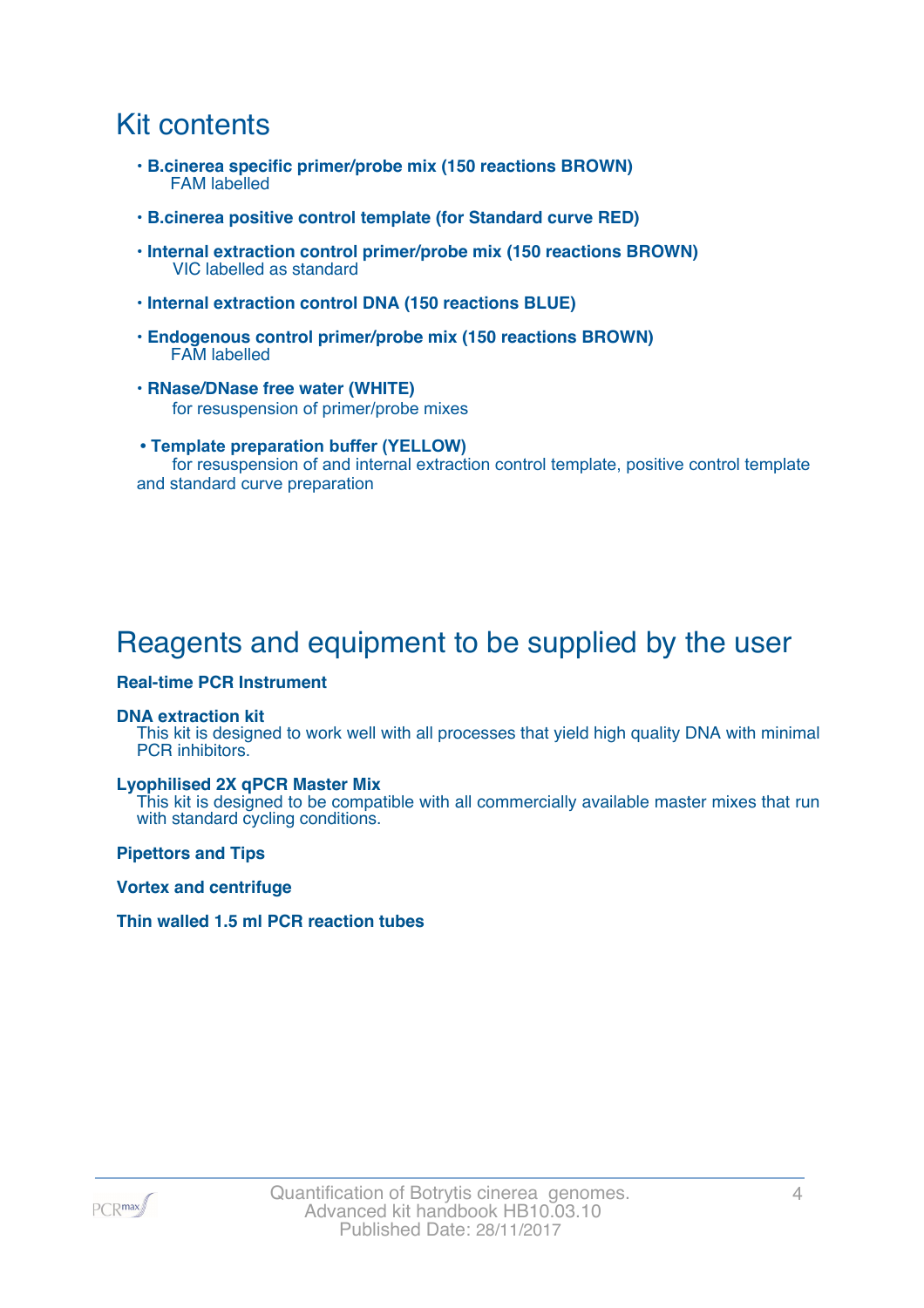# Kit contents

- **B.cinerea specific primer/probe mix (150 reactions BROWN)**
  FAM labelled
- **B.cinerea positive control template (for Standard curve RED)**
- **Internal extraction control primer/probe mix (150 reactions BROWN)**
  VIC labelled as standard
- **Internal extraction control DNA (150 reactions BLUE)**
- **Endogenous control primer/probe mix (150 reactions BROWN)**
  FAM labelled
- **RNase/DNase free water (WHITE)**
  for resuspension of primer/probe mixes
- **Template preparation buffer (YELLOW)**
  for resuspension of and internal extraction control template, positive control template and standard curve preparation

# Reagents and equipment to be supplied by the user

**Real-time PCR Instrument**

**DNA extraction kit**
This kit is designed to work well with all processes that yield high quality DNA with minimal PCR inhibitors.

**Lyophilised 2X qPCR Master Mix**
This kit is designed to be compatible with all commercially available master mixes that run with standard cycling conditions.

**Pipettors and Tips**

**Vortex and centrifuge**

**Thin walled 1.5 ml PCR reaction tubes**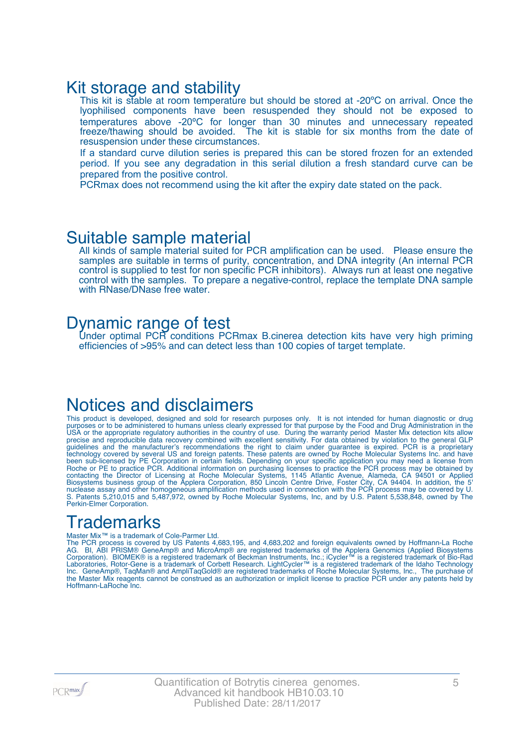## Kit storage and stability

This kit is stable at room temperature but should be stored at -20ºC on arrival. Once the lyophilised components have been resuspended they should not be exposed to temperatures above -20ºC for longer than 30 minutes and unnecessary repeated freeze/thawing should be avoided. The kit is stable for six months from the date of resuspension under these circumstances.

If a standard curve dilution series is prepared this can be stored frozen for an extended period. If you see any degradation in this serial dilution a fresh standard curve can be prepared from the positive control.

PCRmax does not recommend using the kit after the expiry date stated on the pack.

## Suitable sample material

All kinds of sample material suited for PCR amplification can be used. Please ensure the samples are suitable in terms of purity, concentration, and DNA integrity (An internal PCR control is supplied to test for non specific PCR inhibitors). Always run at least one negative control with the samples. To prepare a negative-control, replace the template DNA sample with RNase/DNase free water.

## Dynamic range of test

Under optimal PCR conditions PCRmax B.cinerea detection kits have very high priming efficiencies of >95% and can detect less than 100 copies of target template.

## Notices and disclaimers

This product is developed, designed and sold for research purposes only. It is not intended for human diagnostic or drug purposes or to be administered to humans unless clearly expressed for that purpose by the Food and Drug Administration in the USA or the appropriate regulatory authorities in the country of use. During the warranty period Master Mix detection kits allow precise and reproducible data recovery combined with excellent sensitivity. For data obtained by violation to the general GLP guidelines and the manufacturer's recommendations the right to claim under guarantee is expired. PCR is a proprietary technology covered by several US and foreign patents. These patents are owned by Roche Molecular Systems Inc. and have been sub-licensed by PE Corporation in certain fields. Depending on your specific application you may need a license from Roche or PE to practice PCR. Additional information on purchasing licenses to practice the PCR process may be obtained by contacting the Director of Licensing at Roche Molecular Systems, 1145 Atlantic Avenue, Alameda, CA 94501 or Applied Biosystems business group of the Applera Corporation, 850 Lincoln Centre Drive, Foster City, CA 94404. In addition, the 5' nuclease assay and other homogeneous amplification methods used in connection with the PCR process may be covered by U. S. Patents 5,210,015 and 5,487,972, owned by Roche Molecular Systems, Inc, and by U.S. Patent 5,538,848, owned by The Perkin-Elmer Corporation.

## Trademarks

Master Mix™ is a trademark of Cole-Parmer Ltd.

The PCR process is covered by US Patents 4,683,195, and 4,683,202 and foreign equivalents owned by Hoffmann-La Roche AG. BI, ABI PRISM® GeneAmp® and MicroAmp® are registered trademarks of the Applera Genomics (Applied Biosystems Corporation). BIOMEK® is a registered trademark of Beckman Instruments, Inc.; iCycler™ is a registered trademark of Bio-Rad Laboratories, Rotor-Gene is a trademark of Corbett Research. LightCycler™ is a registered trademark of the Idaho Technology Inc. GeneAmp®, TaqMan® and AmpliTaqGold® are registered trademarks of Roche Molecular Systems, Inc., The purchase of the Master Mix reagents cannot be construed as an authorization or implicit license to practice PCR under any patents held by Hoffmann-LaRoche Inc.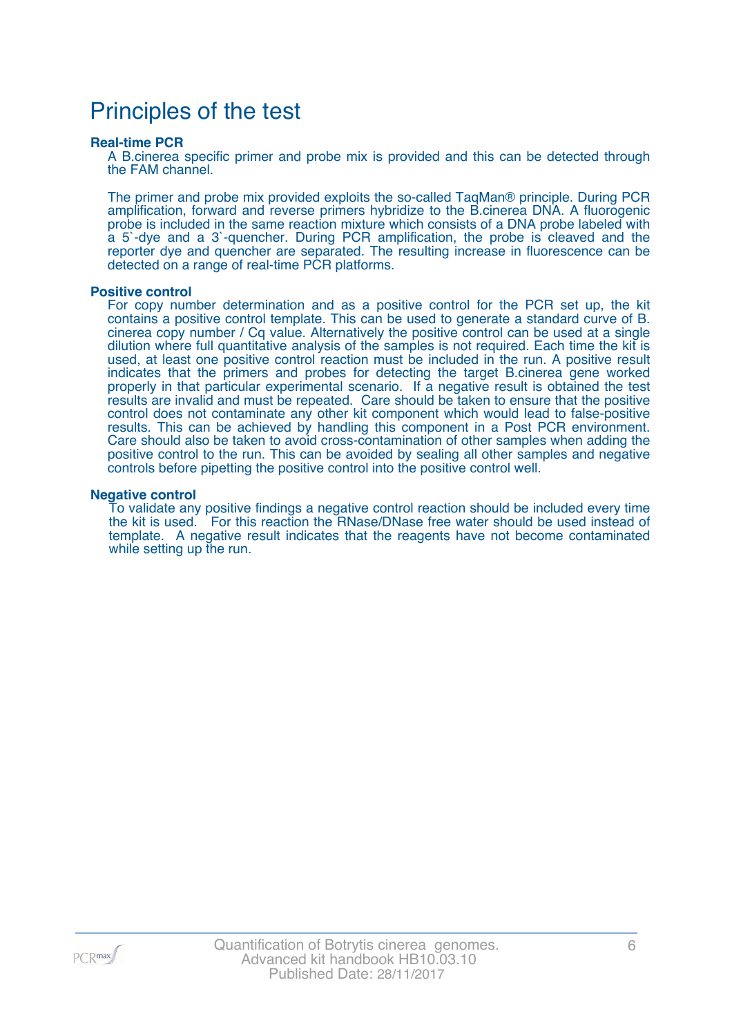# Principles of the test

### Real-time PCR

A B.cinerea specific primer and probe mix is provided and this can be detected through the FAM channel.

The primer and probe mix provided exploits the so-called TaqMan® principle. During PCR amplification, forward and reverse primers hybridize to the B.cinerea DNA. A fluorogenic probe is included in the same reaction mixture which consists of a DNA probe labeled with a 5`-dye and a 3`-quencher. During PCR amplification, the probe is cleaved and the reporter dye and quencher are separated. The resulting increase in fluorescence can be detected on a range of real-time PCR platforms.

### Positive control

For copy number determination and as a positive control for the PCR set up, the kit contains a positive control template. This can be used to generate a standard curve of B. cinerea copy number / Cq value. Alternatively the positive control can be used at a single dilution where full quantitative analysis of the samples is not required. Each time the kit is used, at least one positive control reaction must be included in the run. A positive result indicates that the primers and probes for detecting the target B.cinerea gene worked properly in that particular experimental scenario. If a negative result is obtained the test results are invalid and must be repeated. Care should be taken to ensure that the positive control does not contaminate any other kit component which would lead to false-positive results. This can be achieved by handling this component in a Post PCR environment. Care should also be taken to avoid cross-contamination of other samples when adding the positive control to the run. This can be avoided by sealing all other samples and negative controls before pipetting the positive control into the positive control well.

### Negative control

To validate any positive findings a negative control reaction should be included every time the kit is used. For this reaction the RNase/DNase free water should be used instead of template. A negative result indicates that the reagents have not become contaminated while setting up the run.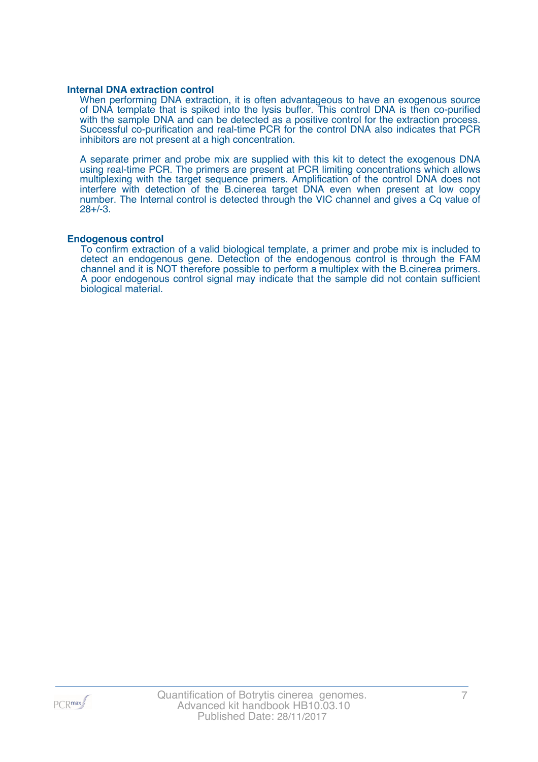### Internal DNA extraction control

When performing DNA extraction, it is often advantageous to have an exogenous source of DNA template that is spiked into the lysis buffer. This control DNA is then co-purified with the sample DNA and can be detected as a positive control for the extraction process. Successful co-purification and real-time PCR for the control DNA also indicates that PCR inhibitors are not present at a high concentration.

A separate primer and probe mix are supplied with this kit to detect the exogenous DNA using real-time PCR. The primers are present at PCR limiting concentrations which allows multiplexing with the target sequence primers. Amplification of the control DNA does not interfere with detection of the B.cinerea target DNA even when present at low copy number. The Internal control is detected through the VIC channel and gives a Cq value of 28+/-3.

### Endogenous control

To confirm extraction of a valid biological template, a primer and probe mix is included to detect an endogenous gene. Detection of the endogenous control is through the FAM channel and it is NOT therefore possible to perform a multiplex with the B.cinerea primers. A poor endogenous control signal may indicate that the sample did not contain sufficient biological material.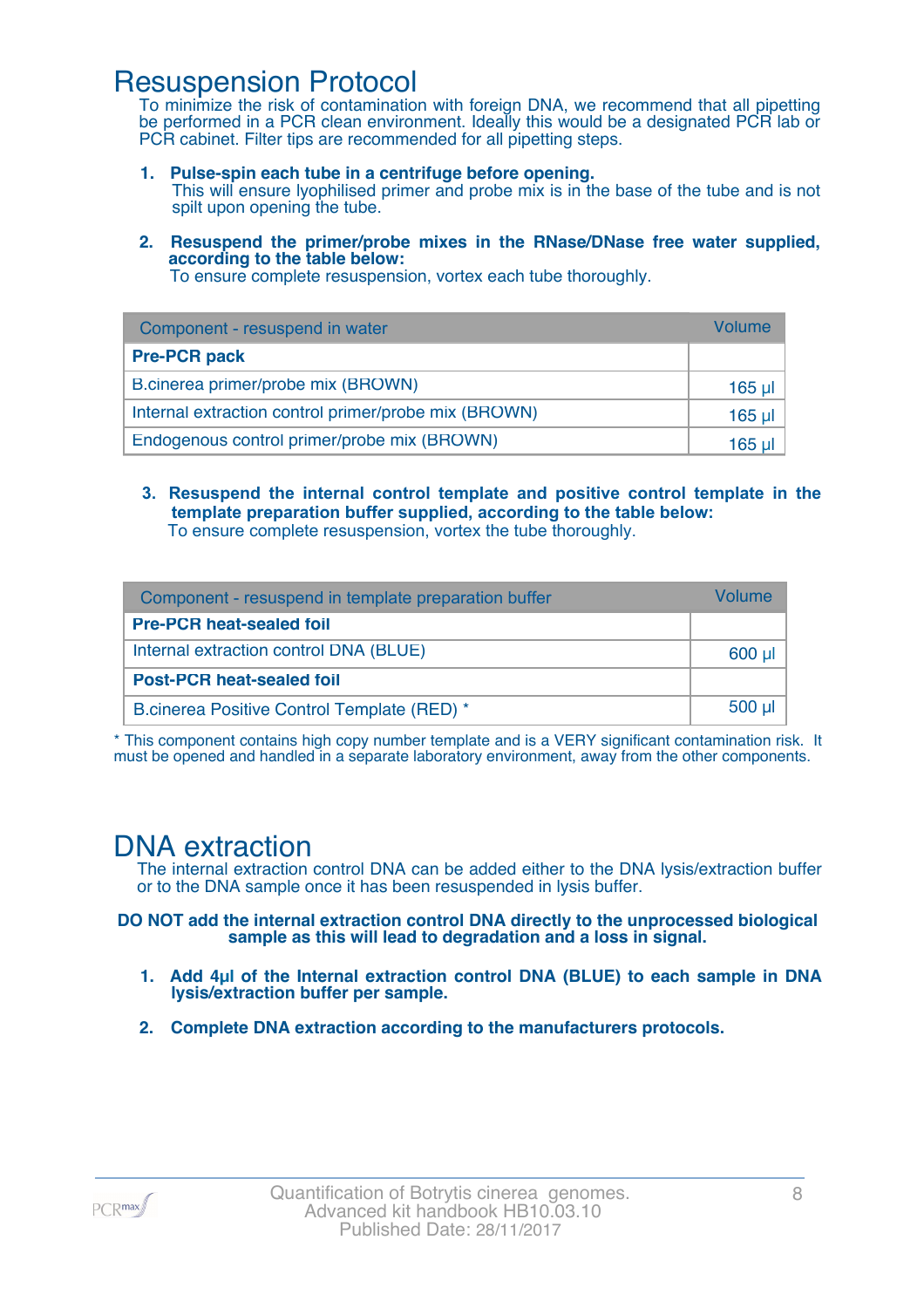# Resuspension Protocol

To minimize the risk of contamination with foreign DNA, we recommend that all pipetting be performed in a PCR clean environment. Ideally this would be a designated PCR lab or PCR cabinet. Filter tips are recommended for all pipetting steps.

1. **Pulse-spin each tube in a centrifuge before opening.**
   This will ensure lyophilised primer and probe mix is in the base of the tube and is not spilt upon opening the tube.

2. **Resuspend the primer/probe mixes in the RNase/DNase free water supplied, according to the table below:**
   To ensure complete resuspension, vortex each tube thoroughly.

| Component - resuspend in water | Volume |
|---|---|
| **Pre-PCR pack** | |
| B.cinerea primer/probe mix (BROWN) | 165 µl |
| Internal extraction control primer/probe mix (BROWN) | 165 µl |
| Endogenous control primer/probe mix (BROWN) | 165 µl |

3. **Resuspend the internal control template and positive control template in the template preparation buffer supplied, according to the table below:**
   To ensure complete resuspension, vortex the tube thoroughly.

| Component - resuspend in template preparation buffer | Volume |
|---|---|
| **Pre-PCR heat-sealed foil** | |
| Internal extraction control DNA (BLUE) | 600 µl |
| **Post-PCR heat-sealed foil** | |
| B.cinerea Positive Control Template (RED) * | 500 µl |

* This component contains high copy number template and is a VERY significant contamination risk. It must be opened and handled in a separate laboratory environment, away from the other components.

# DNA extraction

The internal extraction control DNA can be added either to the DNA lysis/extraction buffer or to the DNA sample once it has been resuspended in lysis buffer.

**DO NOT add the internal extraction control DNA directly to the unprocessed biological sample as this will lead to degradation and a loss in signal.**

1. **Add 4µl of the Internal extraction control DNA (BLUE) to each sample in DNA lysis/extraction buffer per sample.**

2. **Complete DNA extraction according to the manufacturers protocols.**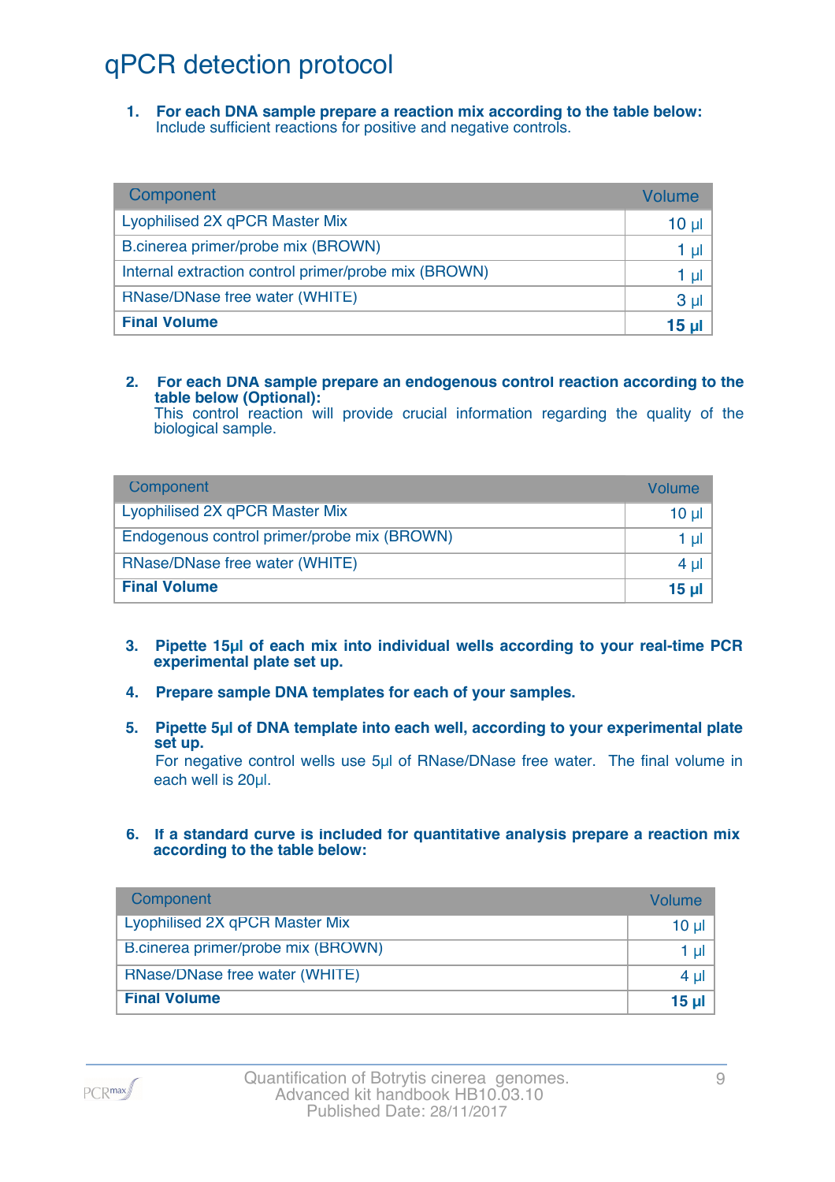# qPCR detection protocol

1. **For each DNA sample prepare a reaction mix according to the table below:**
   Include sufficient reactions for positive and negative controls.

| Component | Volume |
|---|---|
| Lyophilised 2X qPCR Master Mix | 10 µl |
| B.cinerea primer/probe mix (BROWN) | 1 µl |
| Internal extraction control primer/probe mix (BROWN) | 1 µl |
| RNase/DNase free water (WHITE) | 3 µl |
| **Final Volume** | **15 µl** |

2. **For each DNA sample prepare an endogenous control reaction according to the table below (Optional):**
   This control reaction will provide crucial information regarding the quality of the biological sample.

| Component | Volume |
|---|---|
| Lyophilised 2X qPCR Master Mix | 10 µl |
| Endogenous control primer/probe mix (BROWN) | 1 µl |
| RNase/DNase free water (WHITE) | 4 µl |
| **Final Volume** | **15 µl** |

3. **Pipette 15µl of each mix into individual wells according to your real-time PCR experimental plate set up.**

4. **Prepare sample DNA templates for each of your samples.**

5. **Pipette 5µl of DNA template into each well, according to your experimental plate set up.**
   For negative control wells use 5µl of RNase/DNase free water. The final volume in each well is 20µl.

6. **If a standard curve is included for quantitative analysis prepare a reaction mix according to the table below:**

| Component | Volume |
|---|---|
| Lyophilised 2X qPCR Master Mix | 10 µl |
| B.cinerea primer/probe mix (BROWN) | 1 µl |
| RNase/DNase free water (WHITE) | 4 µl |
| **Final Volume** | **15 µl** |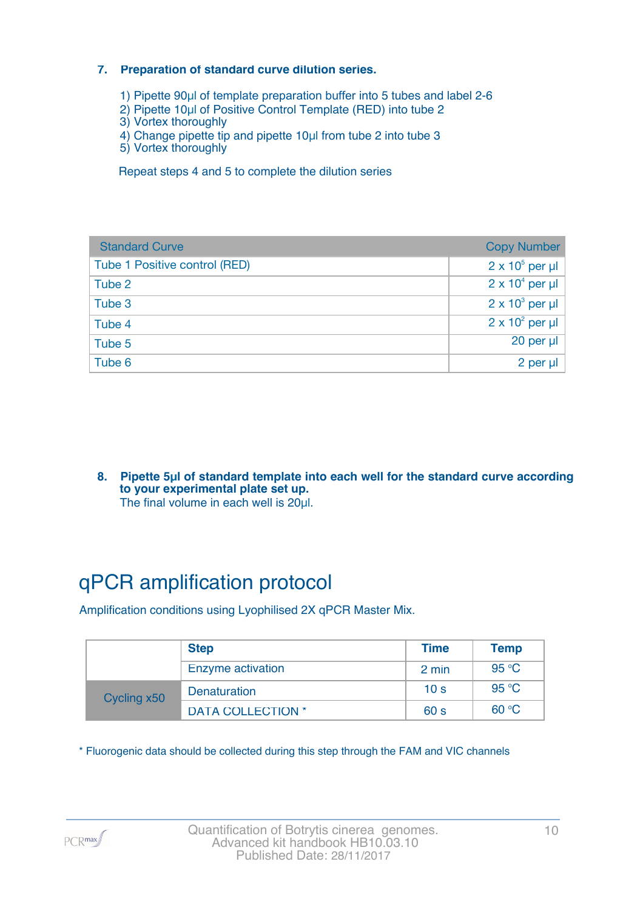### 7. Preparation of standard curve dilution series.

1) Pipette 90µl of template preparation buffer into 5 tubes and label 2-6
2) Pipette 10µl of Positive Control Template (RED) into tube 2
3) Vortex thoroughly
4) Change pipette tip and pipette 10µl from tube 2 into tube 3
5) Vortex thoroughly

Repeat steps 4 and 5 to complete the dilution series

| Standard Curve | Copy Number |
|---|---|
| Tube 1 Positive control (RED) | $2 \times 10^5$ per µl |
| Tube 2 | $2 \times 10^4$ per µl |
| Tube 3 | $2 \times 10^3$ per µl |
| Tube 4 | $2 \times 10^2$ per µl |
| Tube 5 | 20 per µl |
| Tube 6 | 2 per µl |

### 8. Pipette 5µl of standard template into each well for the standard curve according to your experimental plate set up.

The final volume in each well is 20µl.

# qPCR amplification protocol

Amplification conditions using Lyophilised 2X qPCR Master Mix.

| | Step | Time | Temp |
|---|---|---|---|
| | Enzyme activation | 2 min | 95 °C |
| Cycling x50 | Denaturation | 10 s | 95 °C |
| | DATA COLLECTION * | 60 s | 60 °C |

* Fluorogenic data should be collected during this step through the FAM and VIC channels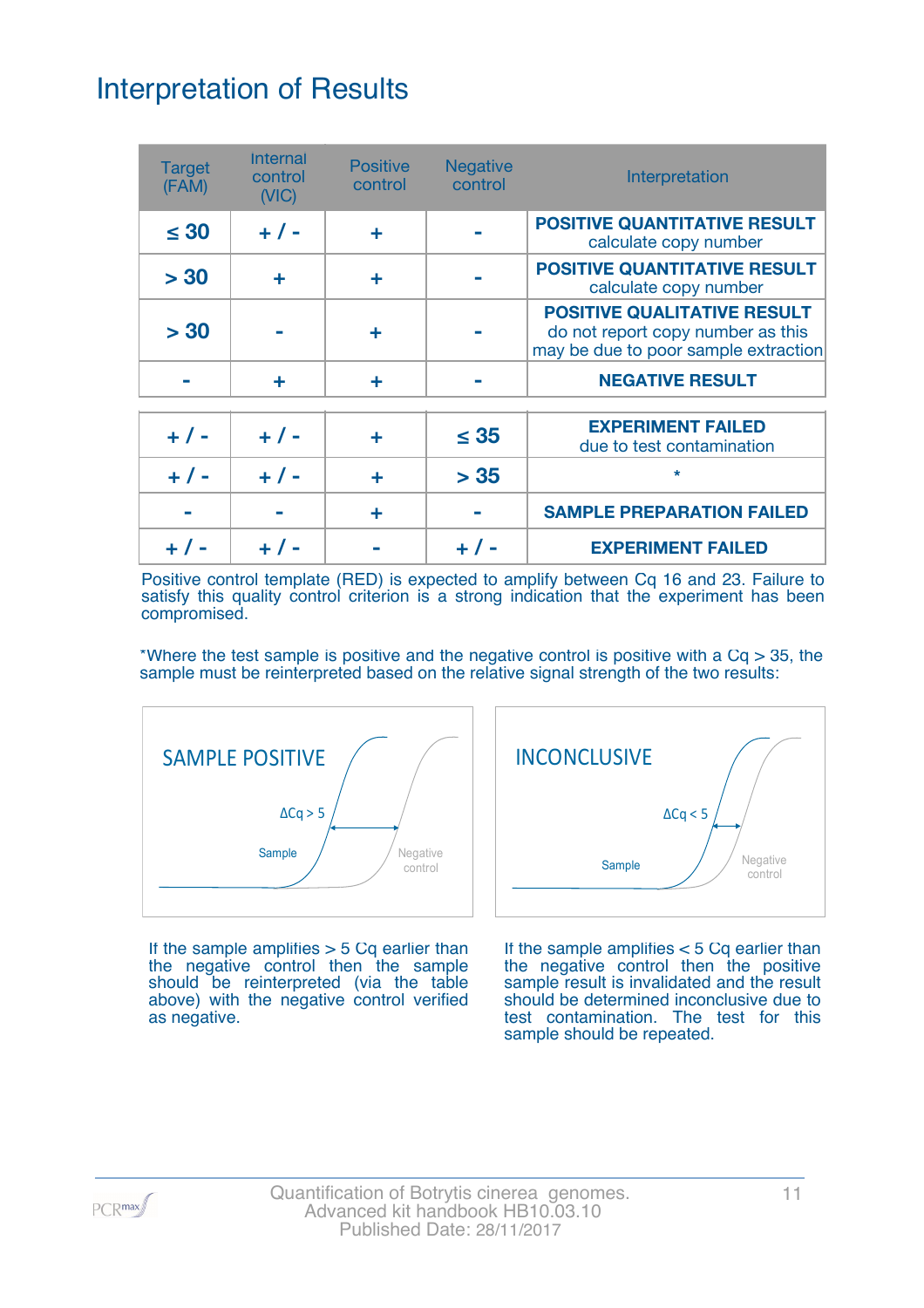# Interpretation of Results

| Target (FAM) | Internal control (VIC) | Positive control | Negative control | Interpretation |
|---|---|---|---|---|
| ≤ 30 | + / - | + | - | **POSITIVE QUANTITATIVE RESULT** calculate copy number |
| > 30 | + | + | - | **POSITIVE QUANTITATIVE RESULT** calculate copy number |
| > 30 | - | + | - | **POSITIVE QUALITATIVE RESULT** do not report copy number as this may be due to poor sample extraction |
| - | + | + | - | **NEGATIVE RESULT** |
| + / - | + / - | + | ≤ 35 | **EXPERIMENT FAILED** due to test contamination |
| + / - | + / - | + | > 35 | * |
| - | - | + | - | **SAMPLE PREPARATION FAILED** |
| + / - | + / - | - | + / - | **EXPERIMENT FAILED** |

Positive control template (RED) is expected to amplify between Cq 16 and 23. Failure to satisfy this quality control criterion is a strong indication that the experiment has been compromised.

*Where the test sample is positive and the negative control is positive with a Cq > 35, the sample must be reinterpreted based on the relative signal strength of the two results:

**SAMPLE POSITIVE** (Sample, Negative control, ΔCq > 5)

If the sample amplifies > 5 Cq earlier than the negative control then the sample should be reinterpreted (via the table above) with the negative control verified as negative.

**INCONCLUSIVE** (Sample, Negative control, ΔCq < 5)

If the sample amplifies < 5 Cq earlier than the negative control then the positive sample result is invalidated and the result should be determined inconclusive due to test contamination. The test for this sample should be repeated.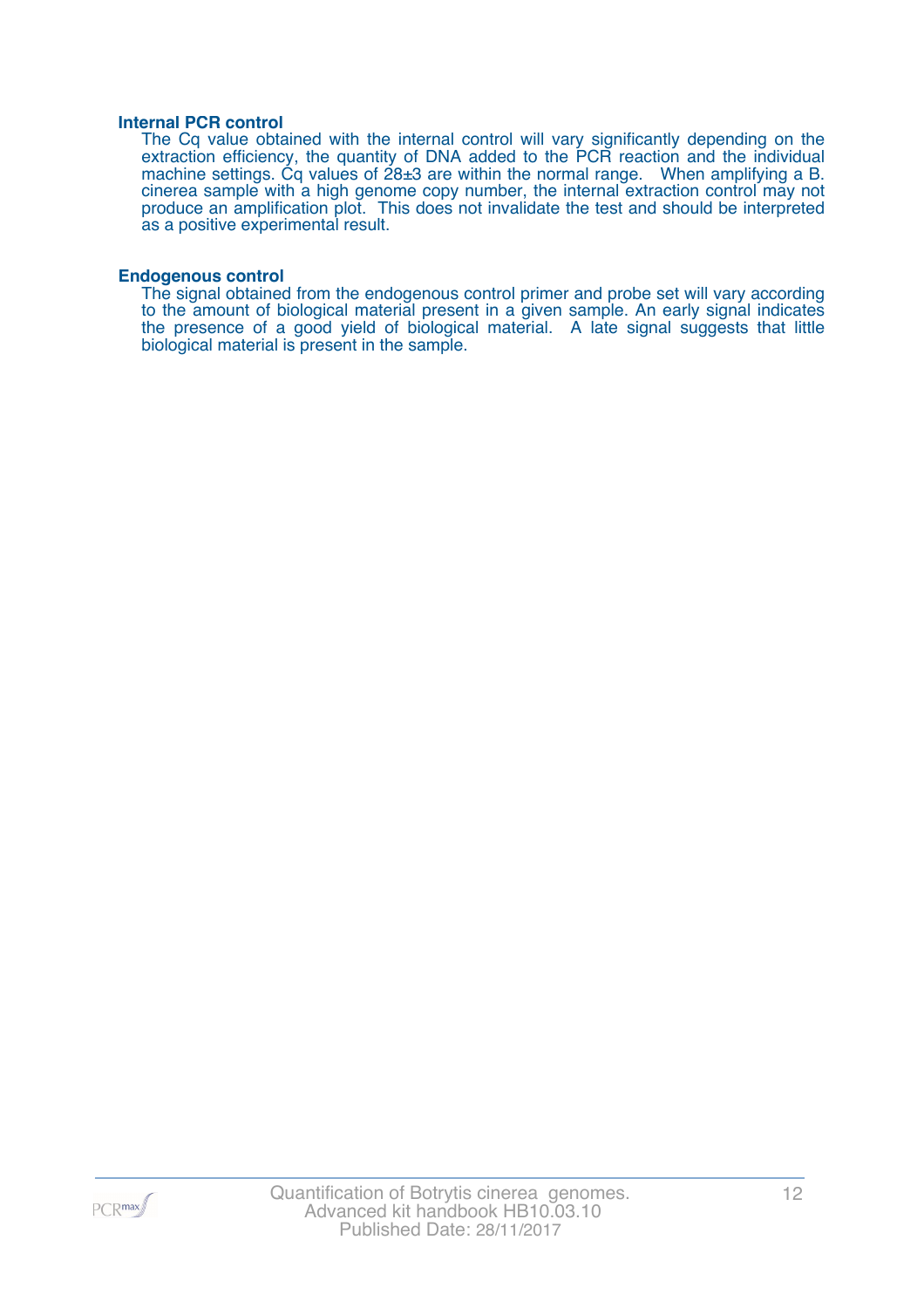**Internal PCR control**

The Cq value obtained with the internal control will vary significantly depending on the extraction efficiency, the quantity of DNA added to the PCR reaction and the individual machine settings. Cq values of 28±3 are within the normal range. When amplifying a B. cinerea sample with a high genome copy number, the internal extraction control may not produce an amplification plot. This does not invalidate the test and should be interpreted as a positive experimental result.

**Endogenous control**

The signal obtained from the endogenous control primer and probe set will vary according to the amount of biological material present in a given sample. An early signal indicates the presence of a good yield of biological material. A late signal suggests that little biological material is present in the sample.